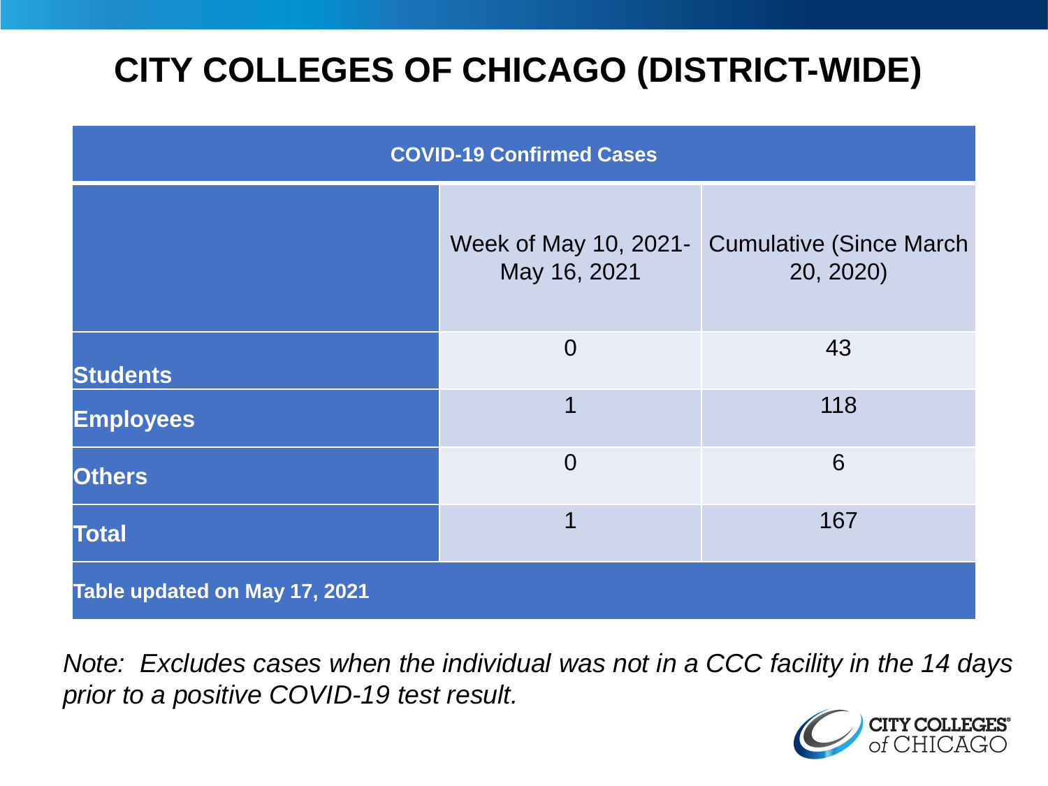# CITY COLLEGES OF CHICAGO (DISTRICT-WIDE)

| COVID-19 Confirmed Cases | | |
|---|---|---|
| | Week of May 10, 2021- May 16, 2021 | Cumulative (Since March 20, 2020) |
| **Students** | 0 | 43 |
| **Employees** | 1 | 118 |
| **Others** | 0 | 6 |
| **Total** | 1 | 167 |
| **Table updated on May 17, 2021** | | |

*Note: Excludes cases when the individual was not in a CCC facility in the 14 days prior to a positive COVID-19 test result.*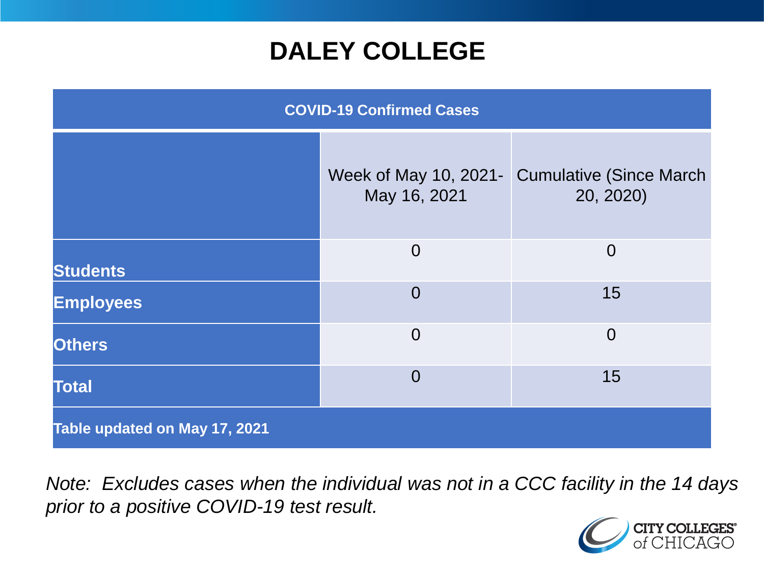# DALEY COLLEGE

| COVID-19 Confirmed Cases | | |
|---|---|---|
| | Week of May 10, 2021- May 16, 2021 | Cumulative (Since March 20, 2020) |
| **Students** | 0 | 0 |
| **Employees** | 0 | 15 |
| **Others** | 0 | 0 |
| **Total** | 0 | 15 |
| **Table updated on May 17, 2021** | | |

*Note: Excludes cases when the individual was not in a CCC facility in the 14 days prior to a positive COVID-19 test result.*

CITY COLLEGES of CHICAGO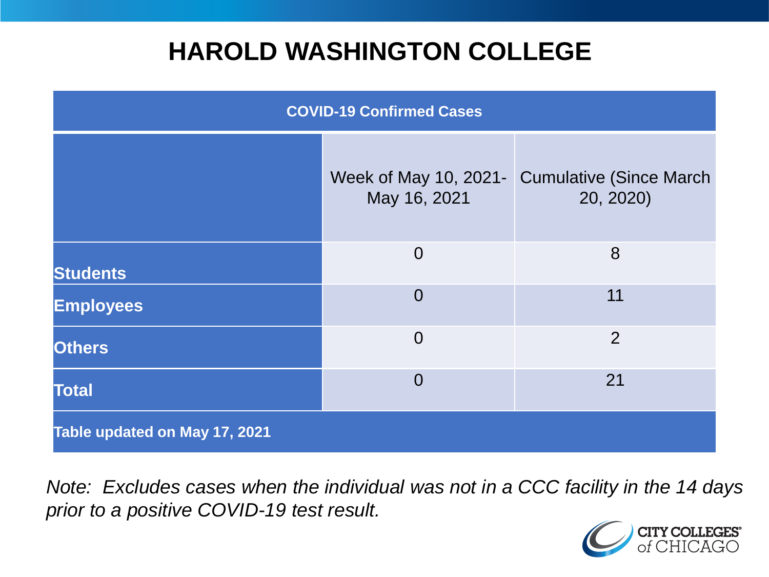# HAROLD WASHINGTON COLLEGE

| COVID-19 Confirmed Cases | | |
|---|---|---|
| | Week of May 10, 2021- May 16, 2021 | Cumulative (Since March 20, 2020) |
| **Students** | 0 | 8 |
| **Employees** | 0 | 11 |
| **Others** | 0 | 2 |
| **Total** | 0 | 21 |
| **Table updated on May 17, 2021** | | |

*Note: Excludes cases when the individual was not in a CCC facility in the 14 days prior to a positive COVID-19 test result.*

CITY COLLEGES of CHICAGO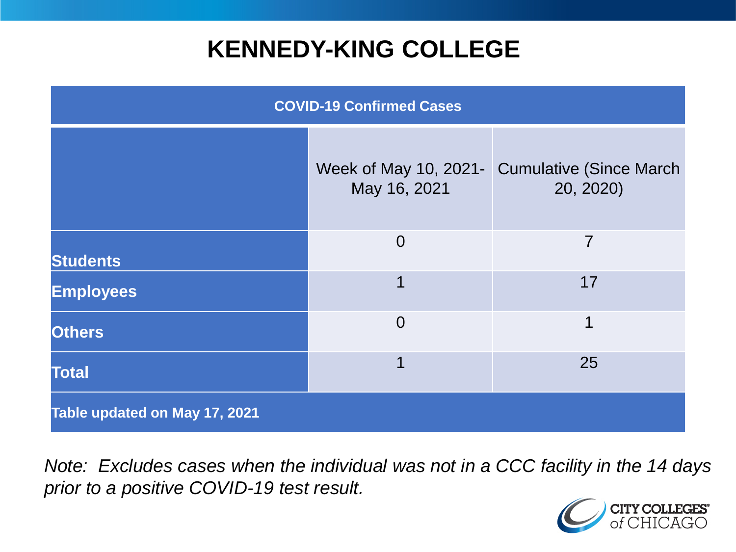# KENNEDY-KING COLLEGE

| COVID-19 Confirmed Cases | | |
|---|---|---|
| | Week of May 10, 2021- May 16, 2021 | Cumulative (Since March 20, 2020) |
| **Students** | 0 | 7 |
| **Employees** | 1 | 17 |
| **Others** | 0 | 1 |
| **Total** | 1 | 25 |
| **Table updated on May 17, 2021** | | |

*Note: Excludes cases when the individual was not in a CCC facility in the 14 days prior to a positive COVID-19 test result.*

CITY COLLEGES of CHICAGO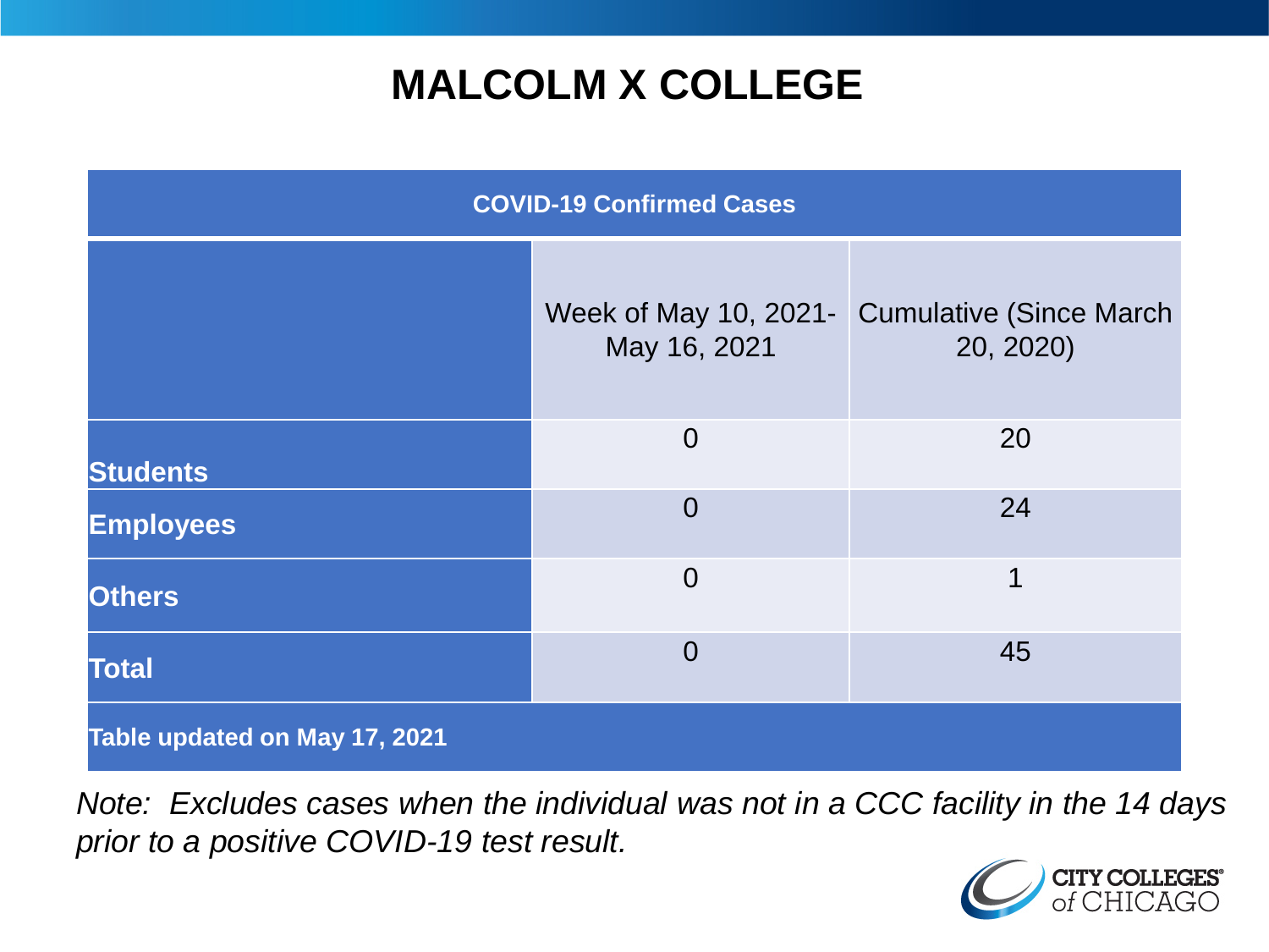# MALCOLM X COLLEGE

| COVID-19 Confirmed Cases | | |
|---|---|---|
| | Week of May 10, 2021- May 16, 2021 | Cumulative (Since March 20, 2020) |
| **Students** | 0 | 20 |
| **Employees** | 0 | 24 |
| **Others** | 0 | 1 |
| **Total** | 0 | 45 |
| **Table updated on May 17, 2021** | | |

*Note: Excludes cases when the individual was not in a CCC facility in the 14 days prior to a positive COVID-19 test result.*

CITY COLLEGES of CHICAGO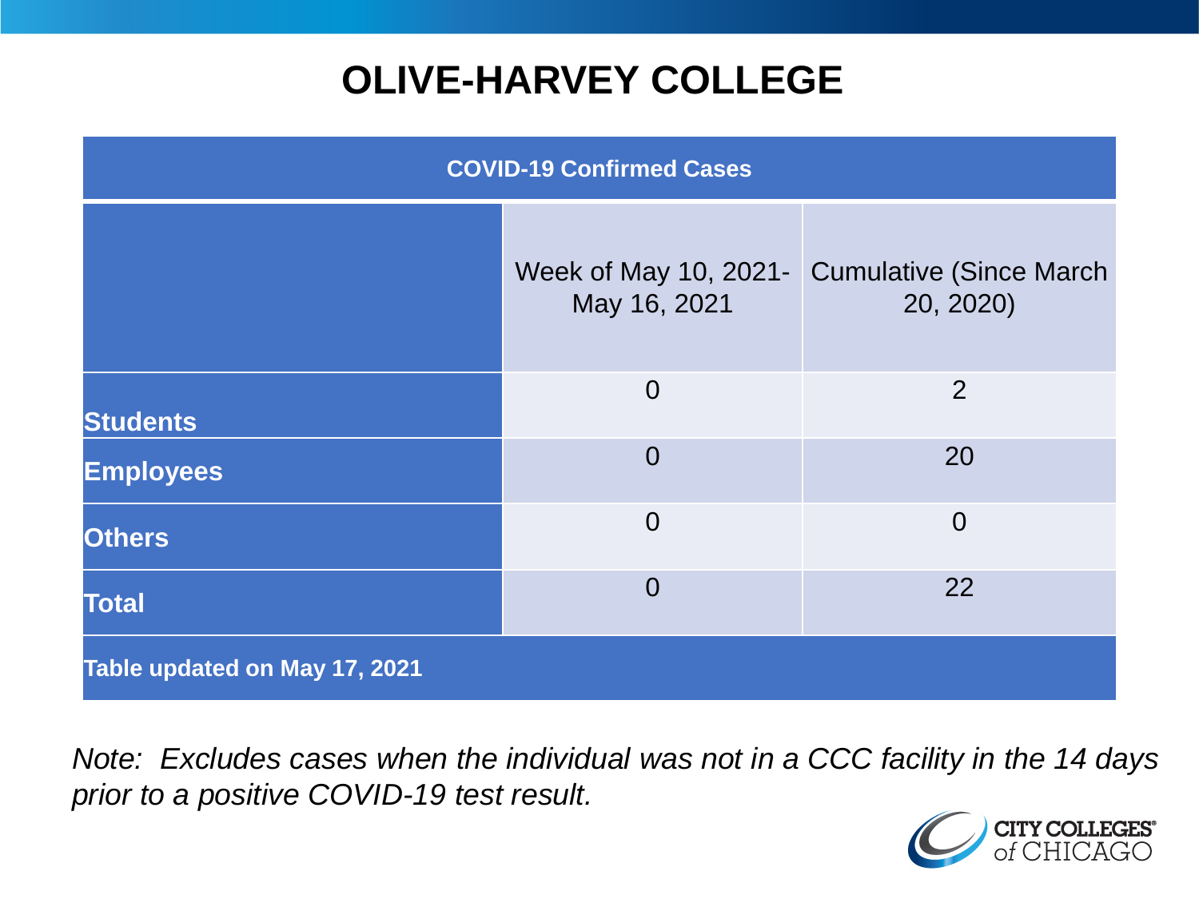# OLIVE-HARVEY COLLEGE

| COVID-19 Confirmed Cases | | |
|---|---|---|
| | Week of May 10, 2021-May 16, 2021 | Cumulative (Since March 20, 2020) |
| **Students** | 0 | 2 |
| **Employees** | 0 | 20 |
| **Others** | 0 | 0 |
| **Total** | 0 | 22 |
| **Table updated on May 17, 2021** | | |

*Note: Excludes cases when the individual was not in a CCC facility in the 14 days prior to a positive COVID-19 test result.*

CITY COLLEGES of CHICAGO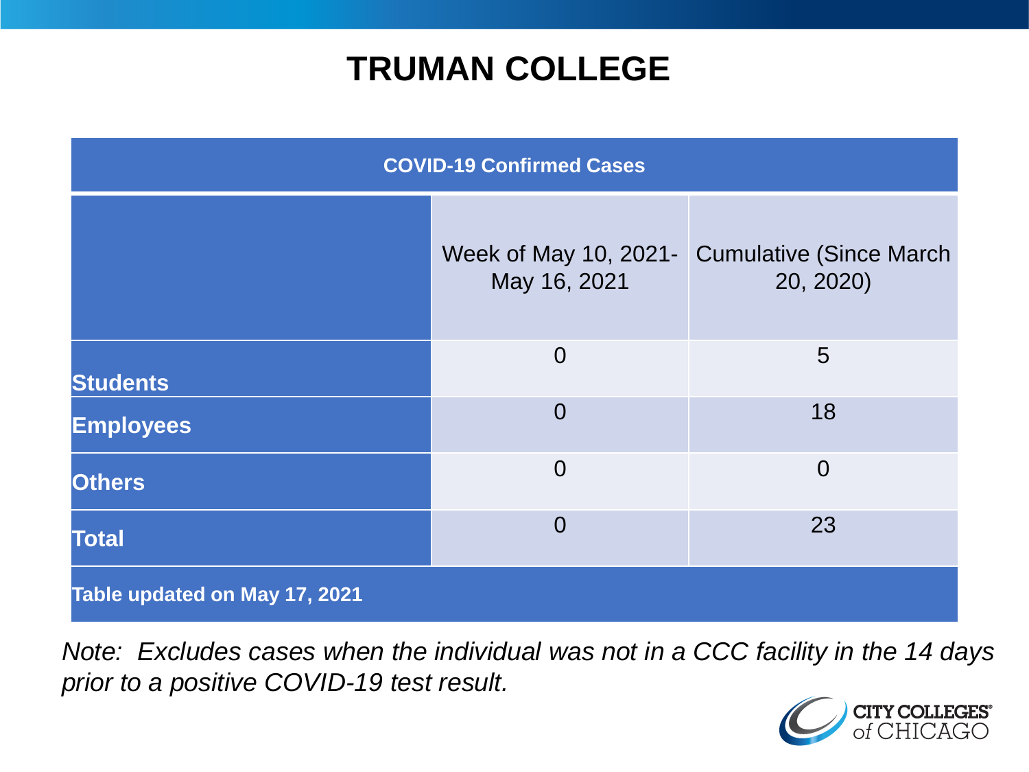# TRUMAN COLLEGE

| COVID-19 Confirmed Cases | | |
|---|---|---|
| | Week of May 10, 2021-May 16, 2021 | Cumulative (Since March 20, 2020) |
| **Students** | 0 | 5 |
| **Employees** | 0 | 18 |
| **Others** | 0 | 0 |
| **Total** | 0 | 23 |
| **Table updated on May 17, 2021** | | |

*Note: Excludes cases when the individual was not in a CCC facility in the 14 days prior to a positive COVID-19 test result.*

CITY COLLEGES of CHICAGO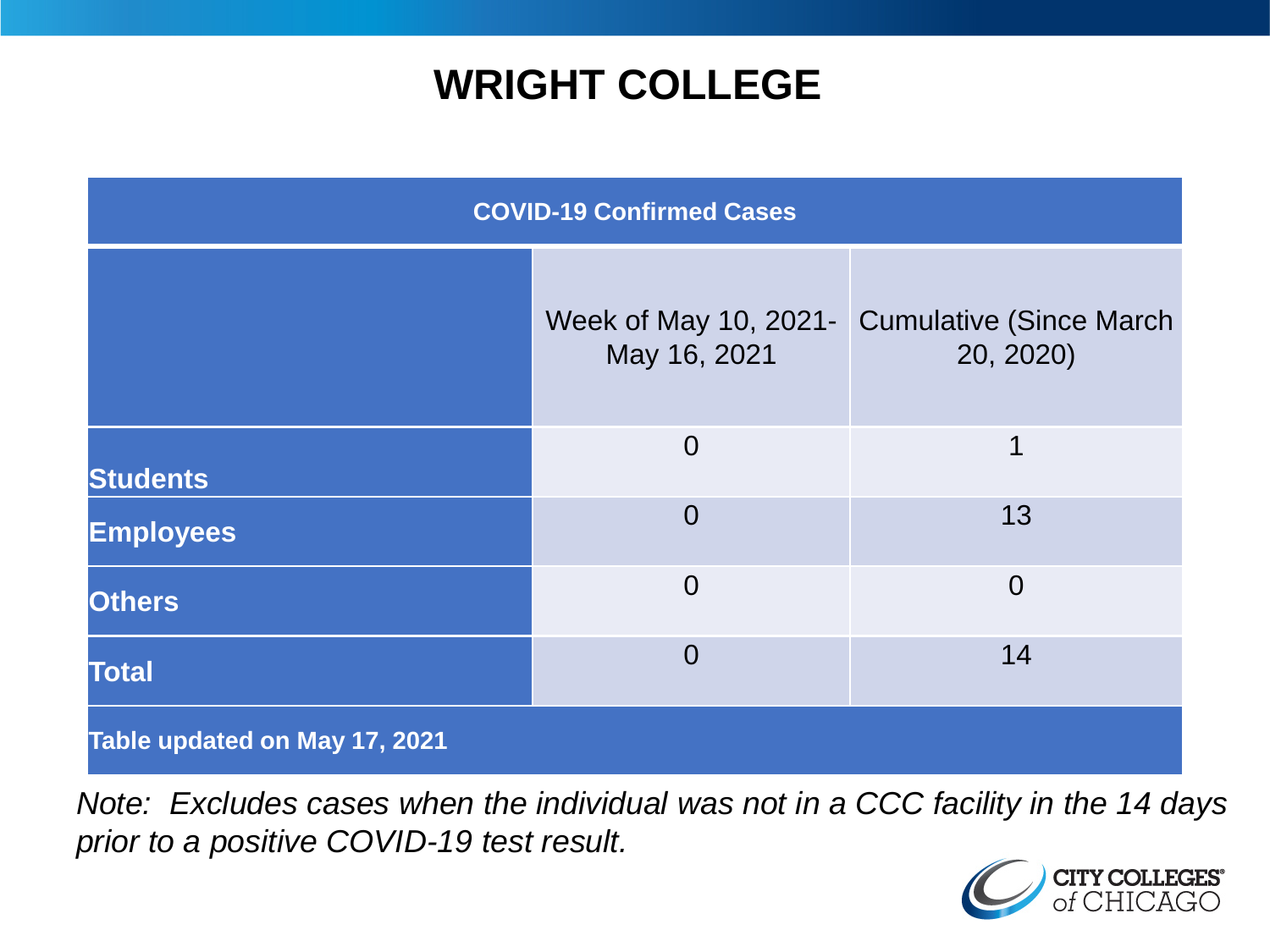# WRIGHT COLLEGE

| COVID-19 Confirmed Cases | | |
|---|---|---|
| | Week of May 10, 2021- May 16, 2021 | Cumulative (Since March 20, 2020) |
| **Students** | 0 | 1 |
| **Employees** | 0 | 13 |
| **Others** | 0 | 0 |
| **Total** | 0 | 14 |
| **Table updated on May 17, 2021** | | |

*Note: Excludes cases when the individual was not in a CCC facility in the 14 days prior to a positive COVID-19 test result.*

CITY COLLEGES of CHICAGO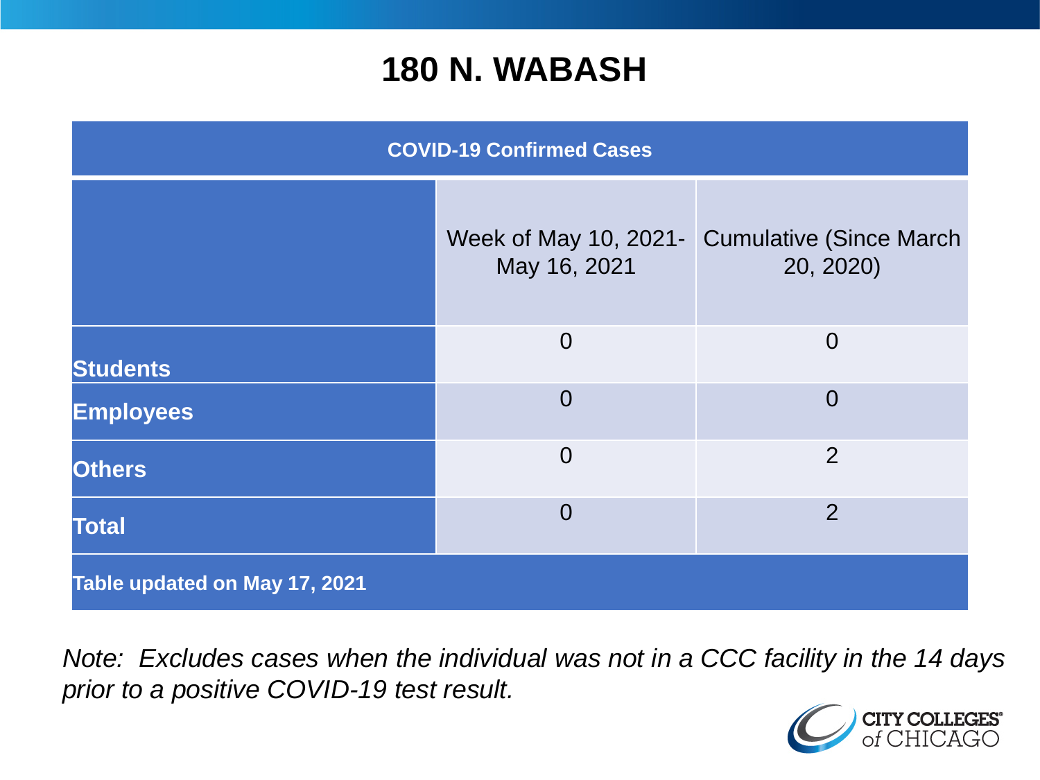# 180 N. WABASH

| COVID-19 Confirmed Cases | | |
|---|---|---|
| | Week of May 10, 2021- May 16, 2021 | Cumulative (Since March 20, 2020) |
| **Students** | 0 | 0 |
| **Employees** | 0 | 0 |
| **Others** | 0 | 2 |
| **Total** | 0 | 2 |
| **Table updated on May 17, 2021** | | |

*Note: Excludes cases when the individual was not in a CCC facility in the 14 days prior to a positive COVID-19 test result.*

CITY COLLEGES of CHICAGO